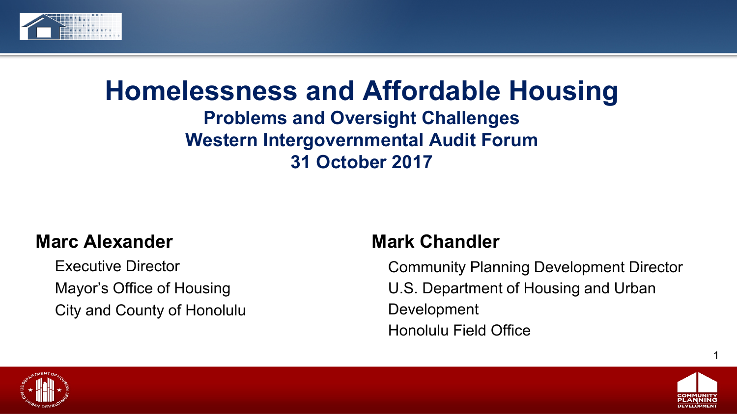# Homelessness and Affordable Housing

## Problems and Oversight Challenges

## Western Intergovernmental Audit Forum

## 31 October 2017

**Marc Alexander**

Executive Director
Mayor's Office of Housing
City and County of Honolulu

**Mark Chandler**

Community Planning Development Director
U.S. Department of Housing and Urban Development
Honolulu Field Office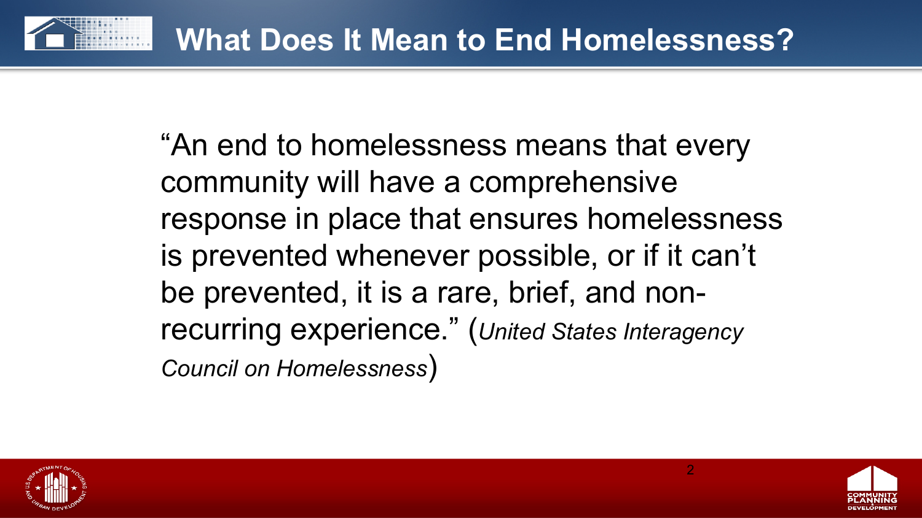# What Does It Mean to End Homelessness?

"An end to homelessness means that every community will have a comprehensive response in place that ensures homelessness is prevented whenever possible, or if it can't be prevented, it is a rare, brief, and non-recurring experience." (*United States Interagency Council on Homelessness*)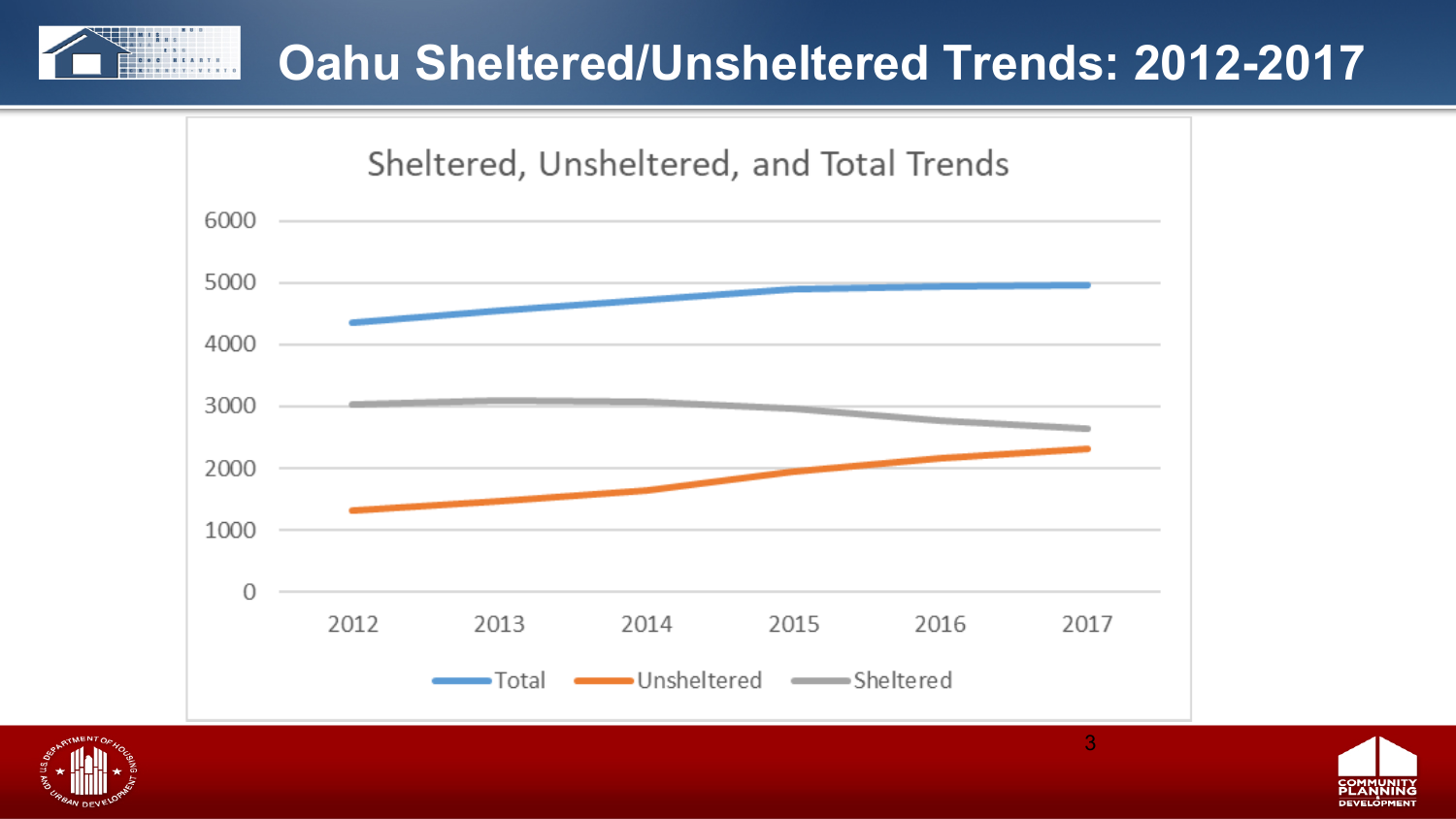# Oahu Sheltered/Unsheltered Trends: 2012-2017

Sheltered, Unsheltered, and Total Trends

6000
5000
4000
3000
2000
1000
0

2012 2013 2014 2015 2016 2017

Total Unsheltered Sheltered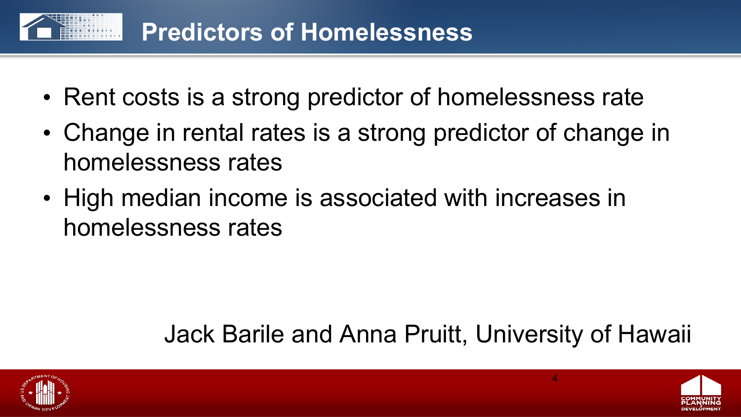# Predictors of Homelessness

- Rent costs is a strong predictor of homelessness rate
- Change in rental rates is a strong predictor of change in homelessness rates
- High median income is associated with increases in homelessness rates

Jack Barile and Anna Pruitt, University of Hawaii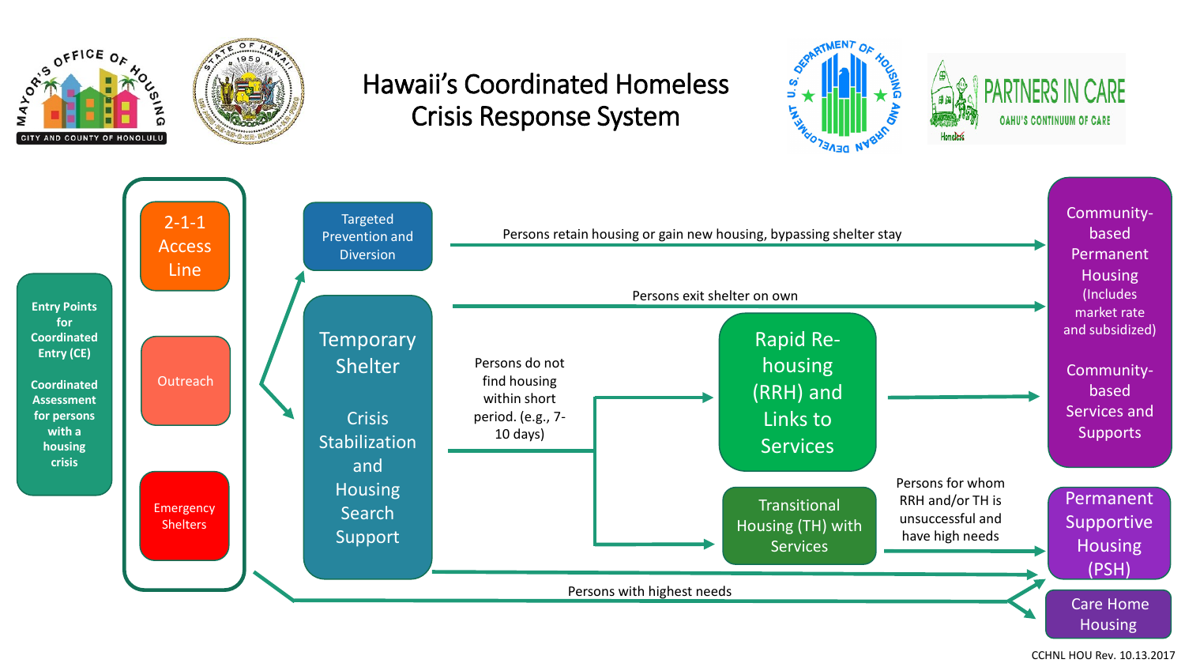# Hawaii's Coordinated Homeless Crisis Response System

**Entry Points for Coordinated Entry (CE)**

**Coordinated Assessment for persons with a housing crisis**

- 2-1-1 Access Line
- Outreach
- Emergency Shelters

**Targeted Prevention and Diversion**
- Persons retain housing or gain new housing, bypassing shelter stay → Community-based Permanent Housing (Includes market rate and subsidized)

**Temporary Shelter**

**Crisis Stabilization and Housing Search Support**
- Persons exit shelter on own → Community-based Permanent Housing
- Persons do not find housing within short period. (e.g., 7-10 days) → Rapid Re-housing (RRH) and Links to Services; Transitional Housing (TH) with Services
- Rapid Re-housing (RRH) and Links to Services → Community-based Services and Supports
- Transitional Housing (TH) with Services → Persons for whom RRH and/or TH is unsuccessful and have high needs → Permanent Supportive Housing (PSH)
- Temporary Shelter → Permanent Supportive Housing (PSH)

Persons with highest needs → Permanent Supportive Housing (PSH); Care Home Housing

CCHNL HOU Rev. 10.13.2017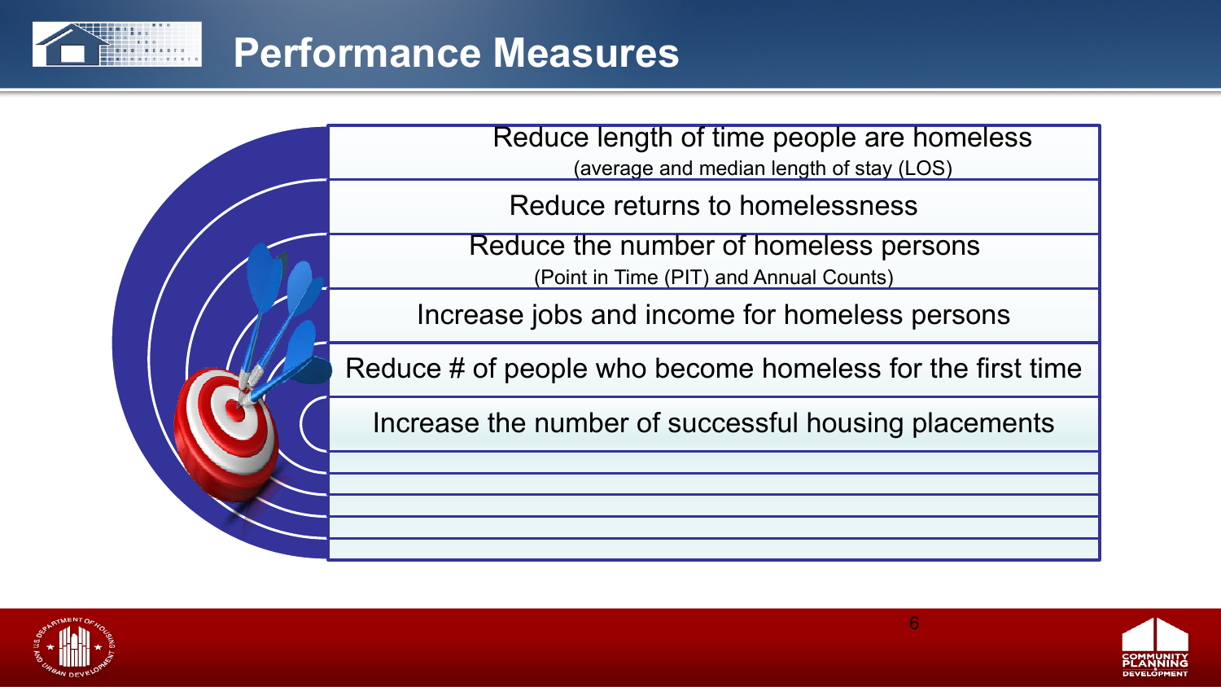# Performance Measures

- Reduce length of time people are homeless
  (average and median length of stay (LOS))
- Reduce returns to homelessness
- Reduce the number of homeless persons
  (Point in Time (PIT) and Annual Counts)
- Increase jobs and income for homeless persons
- Reduce # of people who become homeless for the first time
- Increase the number of successful housing placements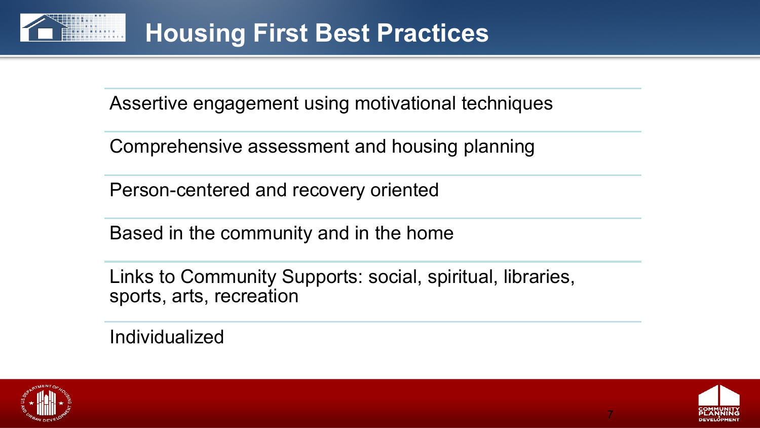# Housing First Best Practices

- Assertive engagement using motivational techniques
- Comprehensive assessment and housing planning
- Person-centered and recovery oriented
- Based in the community and in the home
- Links to Community Supports: social, spiritual, libraries, sports, arts, recreation
- Individualized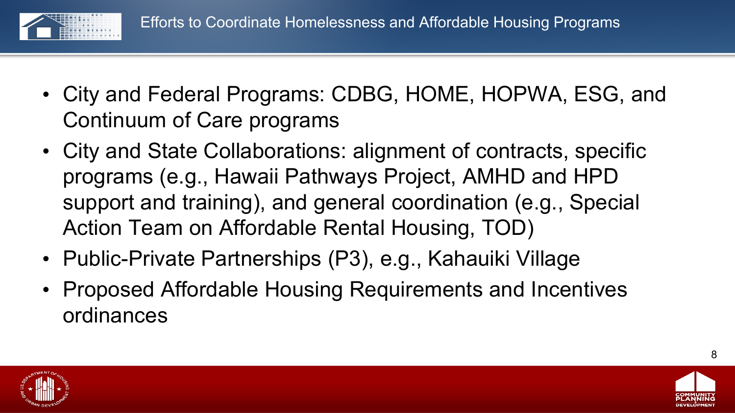## Efforts to Coordinate Homelessness and Affordable Housing Programs

- City and Federal Programs: CDBG, HOME, HOPWA, ESG, and Continuum of Care programs
- City and State Collaborations: alignment of contracts, specific programs (e.g., Hawaii Pathways Project, AMHD and HPD support and training), and general coordination (e.g., Special Action Team on Affordable Rental Housing, TOD)
- Public-Private Partnerships (P3), e.g., Kahauiki Village
- Proposed Affordable Housing Requirements and Incentives ordinances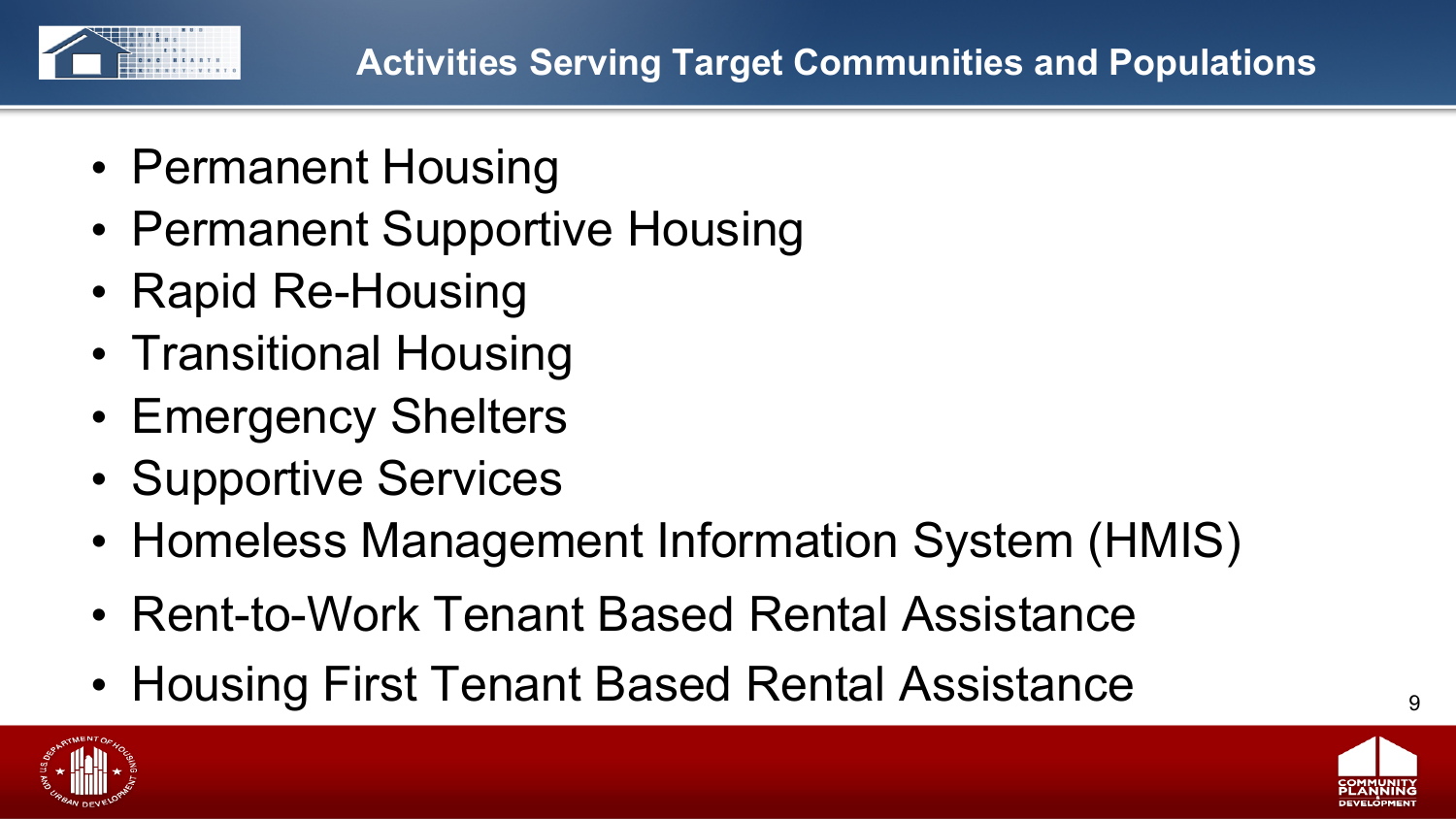# Activities Serving Target Communities and Populations

- Permanent Housing
- Permanent Supportive Housing
- Rapid Re-Housing
- Transitional Housing
- Emergency Shelters
- Supportive Services
- Homeless Management Information System (HMIS)
- Rent-to-Work Tenant Based Rental Assistance
- Housing First Tenant Based Rental Assistance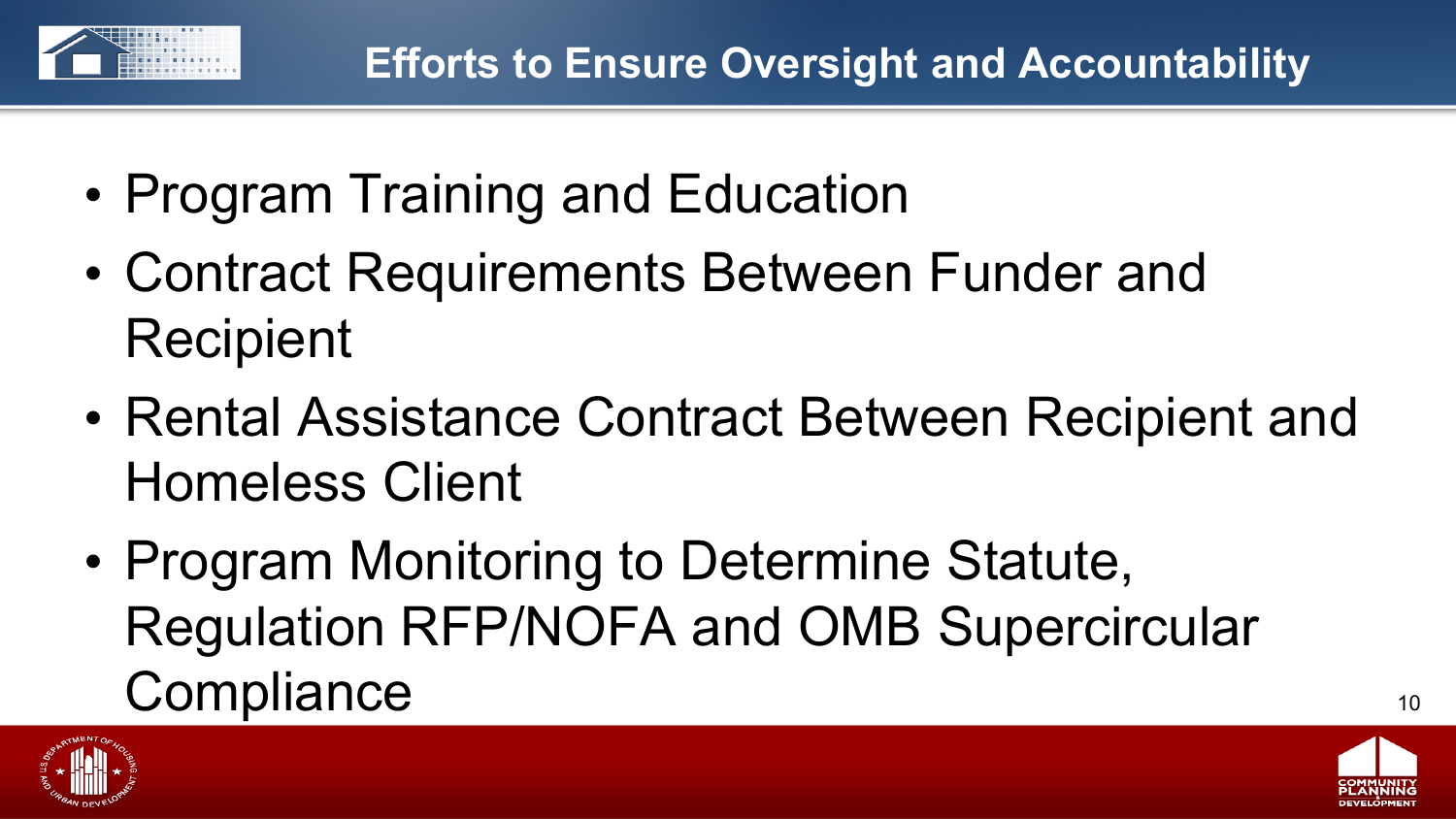# Efforts to Ensure Oversight and Accountability

- Program Training and Education
- Contract Requirements Between Funder and Recipient
- Rental Assistance Contract Between Recipient and Homeless Client
- Program Monitoring to Determine Statute, Regulation RFP/NOFA and OMB Supercircular Compliance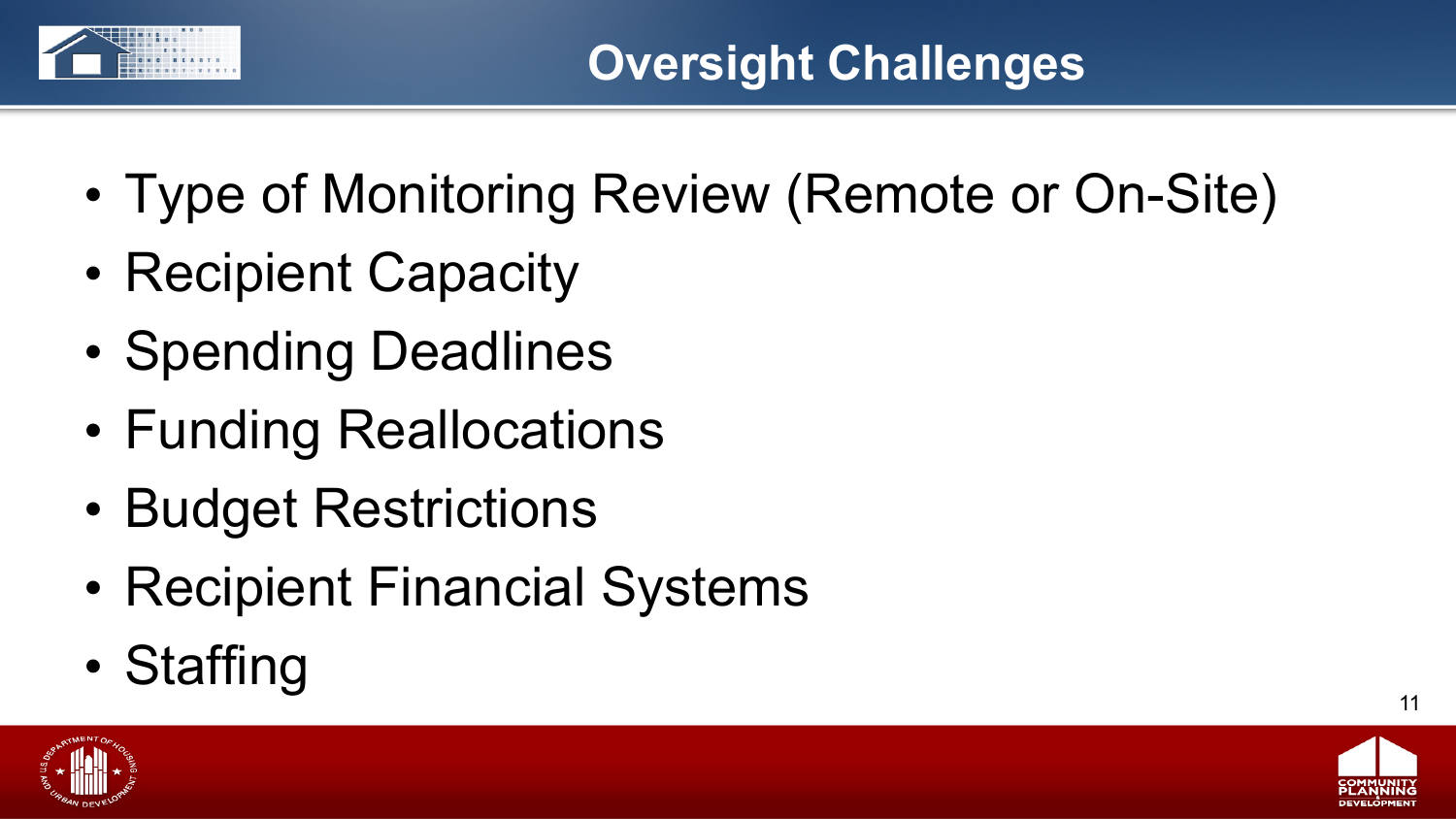# Oversight Challenges

- Type of Monitoring Review (Remote or On-Site)
- Recipient Capacity
- Spending Deadlines
- Funding Reallocations
- Budget Restrictions
- Recipient Financial Systems
- Staffing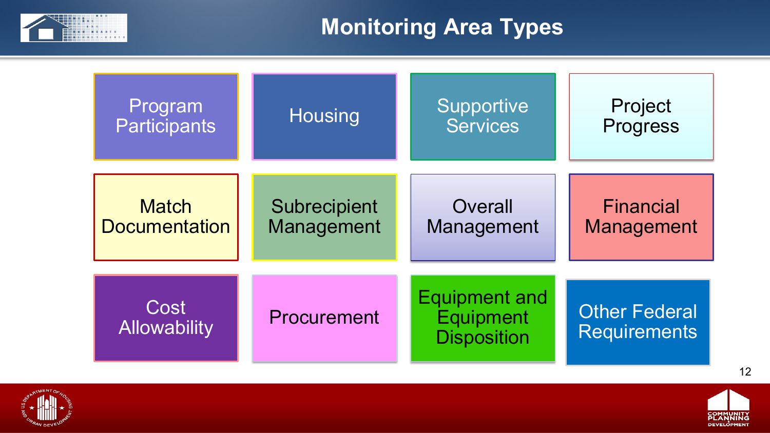# Monitoring Area Types

- Program Participants
- Housing
- Supportive Services
- Project Progress
- Match Documentation
- Subrecipient Management
- Overall Management
- Financial Management
- Cost Allowability
- Procurement
- Equipment and Equipment Disposition
- Other Federal Requirements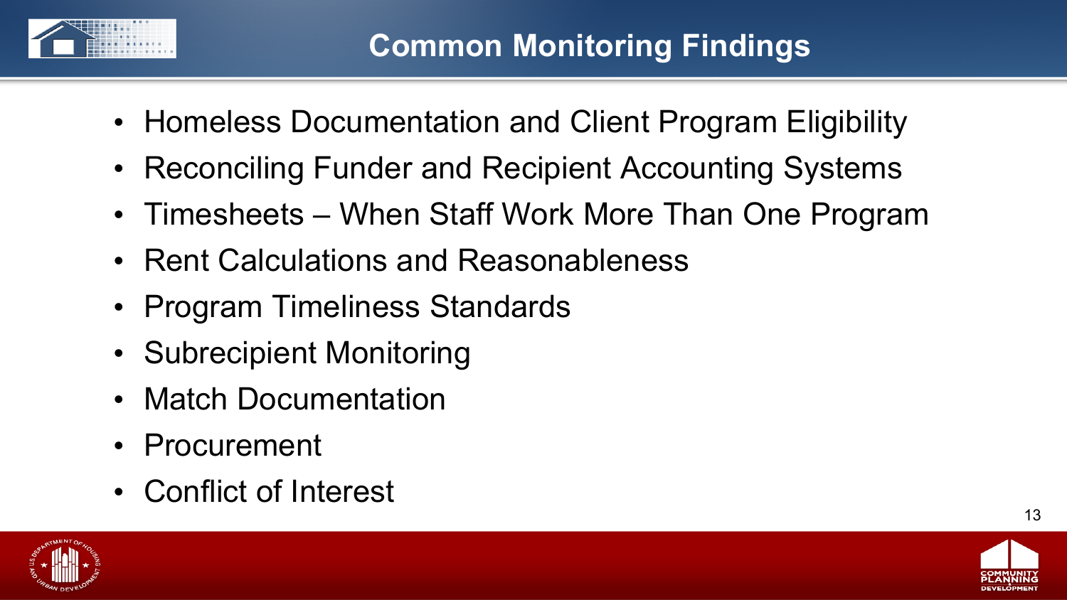# Common Monitoring Findings

- Homeless Documentation and Client Program Eligibility
- Reconciling Funder and Recipient Accounting Systems
- Timesheets – When Staff Work More Than One Program
- Rent Calculations and Reasonableness
- Program Timeliness Standards
- Subrecipient Monitoring
- Match Documentation
- Procurement
- Conflict of Interest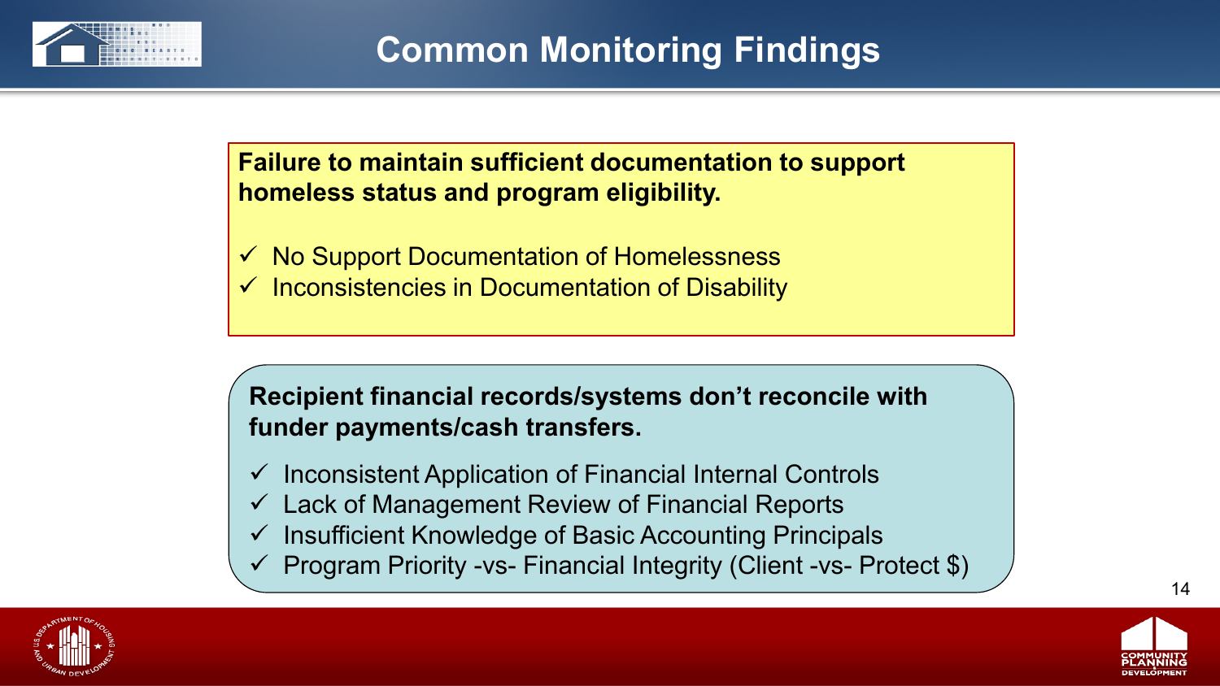# Common Monitoring Findings

**Failure to maintain sufficient documentation to support homeless status and program eligibility.**

- ✓ No Support Documentation of Homelessness
- ✓ Inconsistencies in Documentation of Disability

**Recipient financial records/systems don't reconcile with funder payments/cash transfers.**

- ✓ Inconsistent Application of Financial Internal Controls
- ✓ Lack of Management Review of Financial Reports
- ✓ Insufficient Knowledge of Basic Accounting Principals
- ✓ Program Priority -vs- Financial Integrity (Client -vs- Protect $)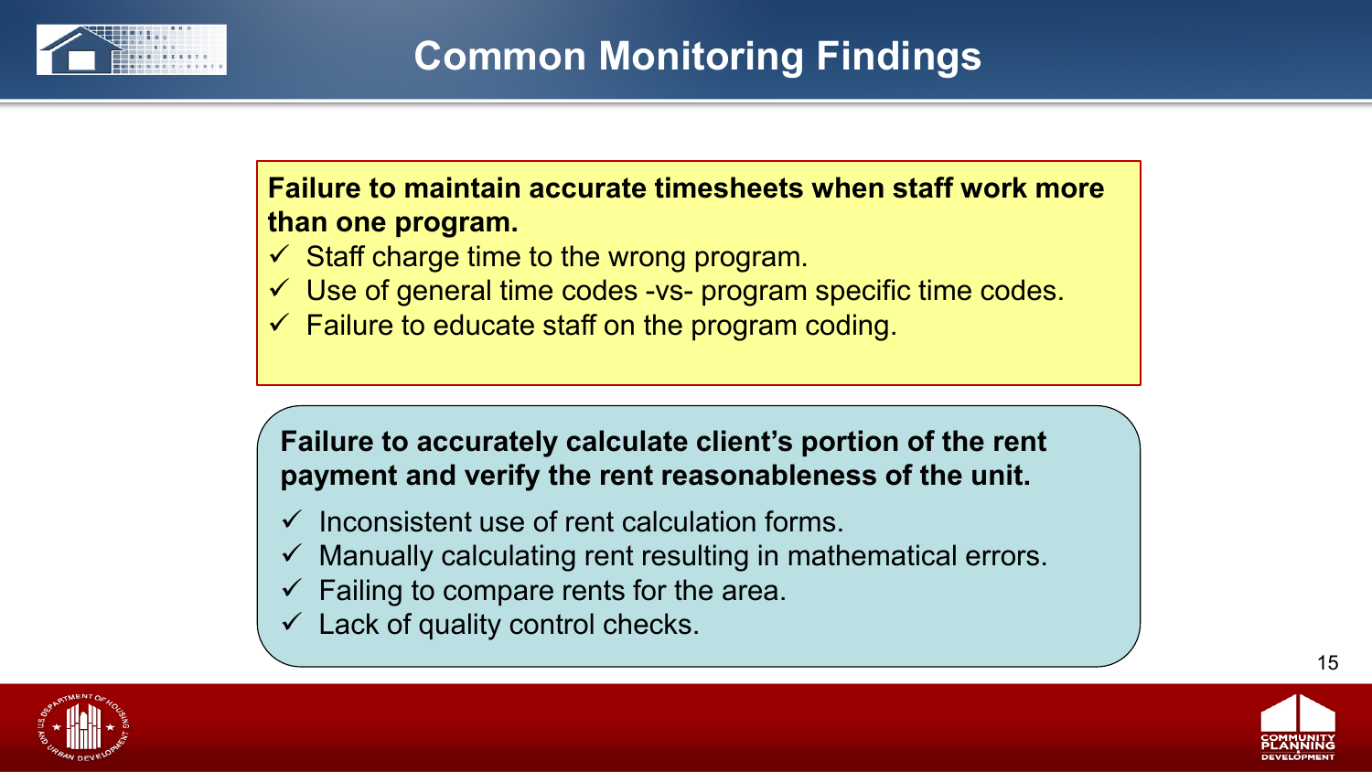# Common Monitoring Findings

**Failure to maintain accurate timesheets when staff work more than one program.**

- ✓ Staff charge time to the wrong program.
- ✓ Use of general time codes -vs- program specific time codes.
- ✓ Failure to educate staff on the program coding.

**Failure to accurately calculate client's portion of the rent payment and verify the rent reasonableness of the unit.**

- ✓ Inconsistent use of rent calculation forms.
- ✓ Manually calculating rent resulting in mathematical errors.
- ✓ Failing to compare rents for the area.
- ✓ Lack of quality control checks.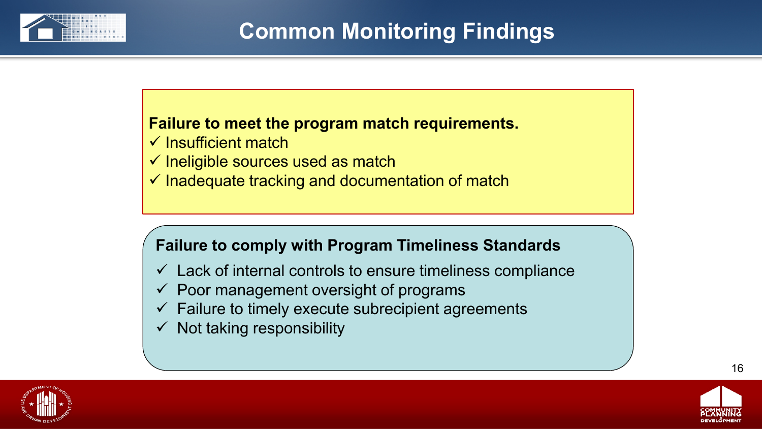# Common Monitoring Findings

**Failure to meet the program match requirements.**

- ✓ Insufficient match
- ✓ Ineligible sources used as match
- ✓ Inadequate tracking and documentation of match

**Failure to comply with Program Timeliness Standards**

- ✓ Lack of internal controls to ensure timeliness compliance
- ✓ Poor management oversight of programs
- ✓ Failure to timely execute subrecipient agreements
- ✓ Not taking responsibility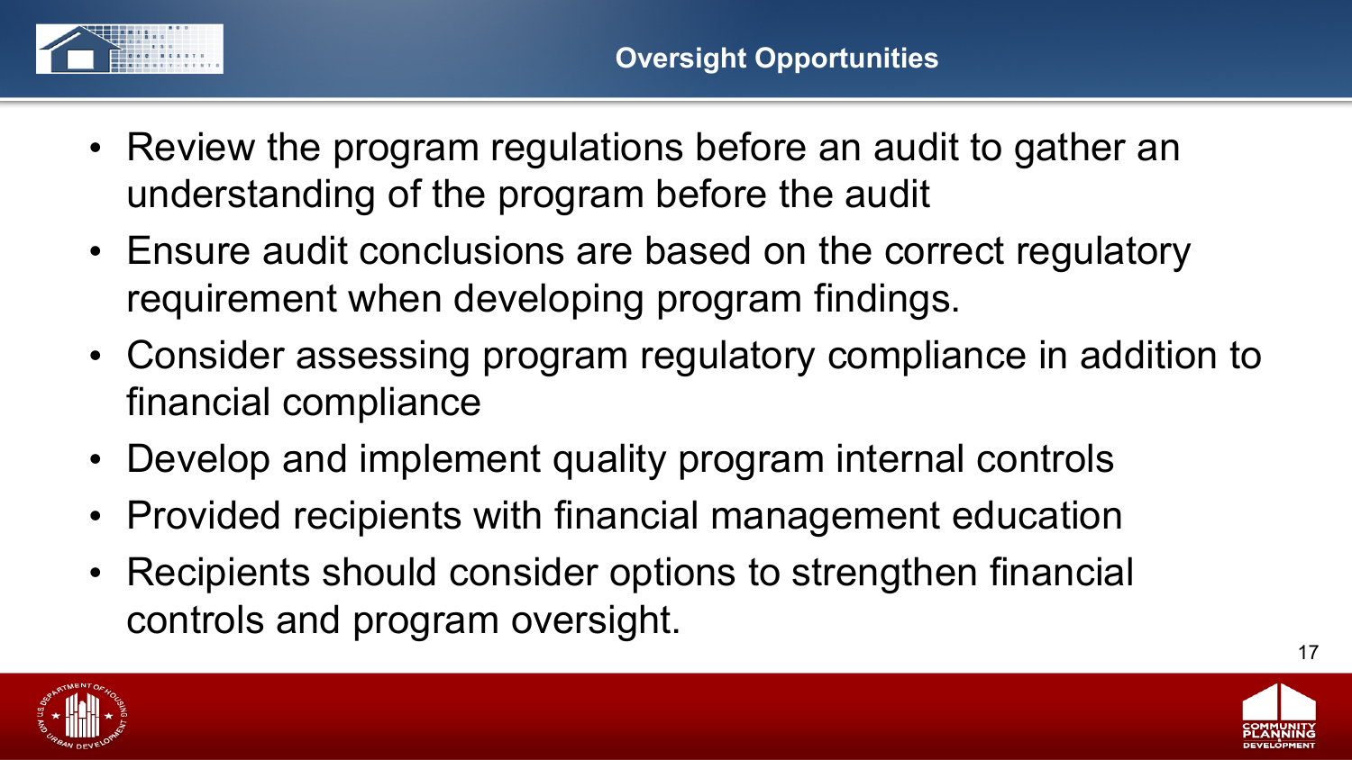## Oversight Opportunities

- Review the program regulations before an audit to gather an understanding of the program before the audit
- Ensure audit conclusions are based on the correct regulatory requirement when developing program findings.
- Consider assessing program regulatory compliance in addition to financial compliance
- Develop and implement quality program internal controls
- Provided recipients with financial management education
- Recipients should consider options to strengthen financial controls and program oversight.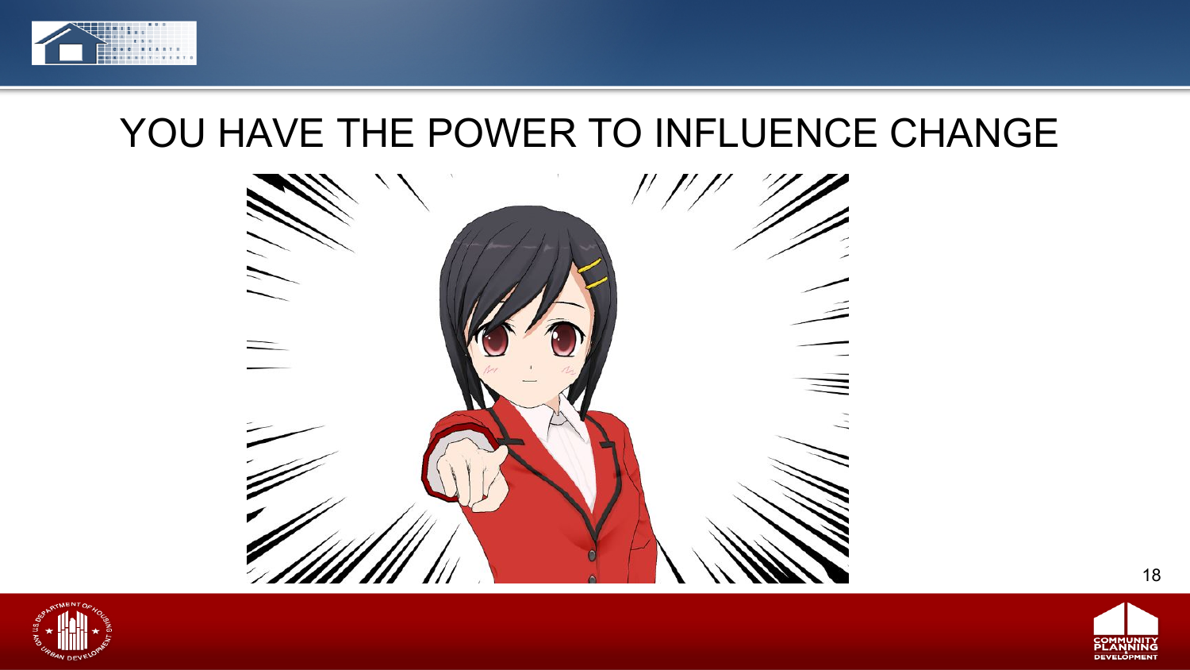# YOU HAVE THE POWER TO INFLUENCE CHANGE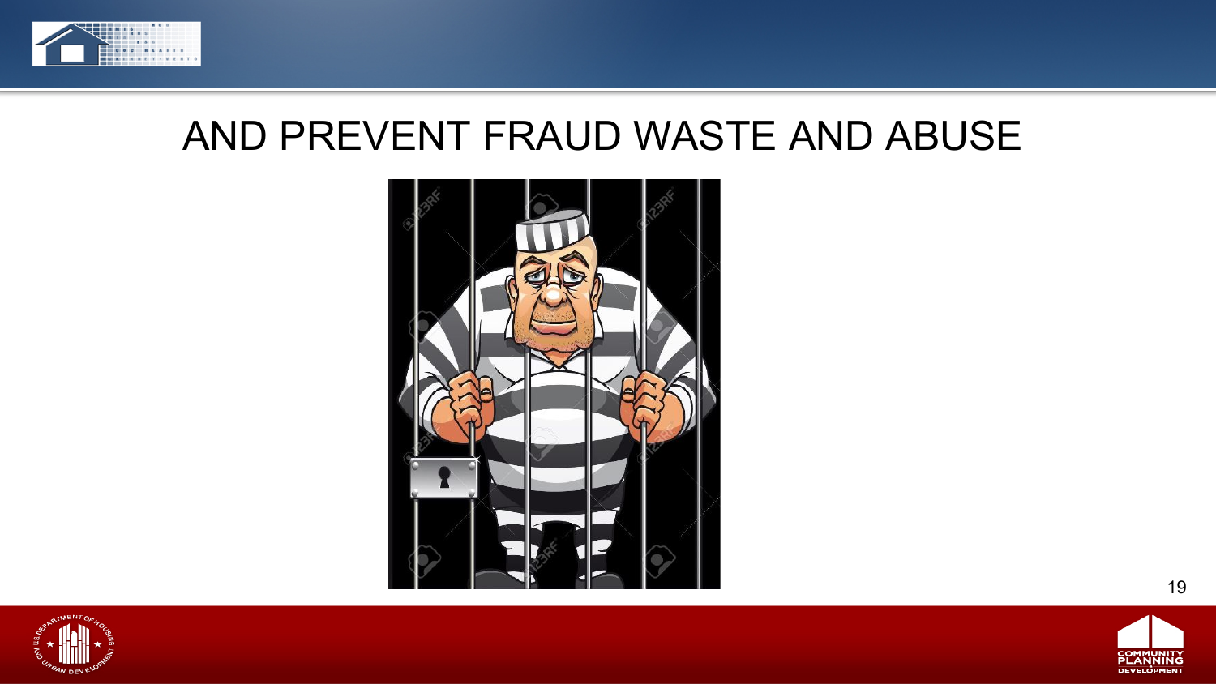# AND PREVENT FRAUD WASTE AND ABUSE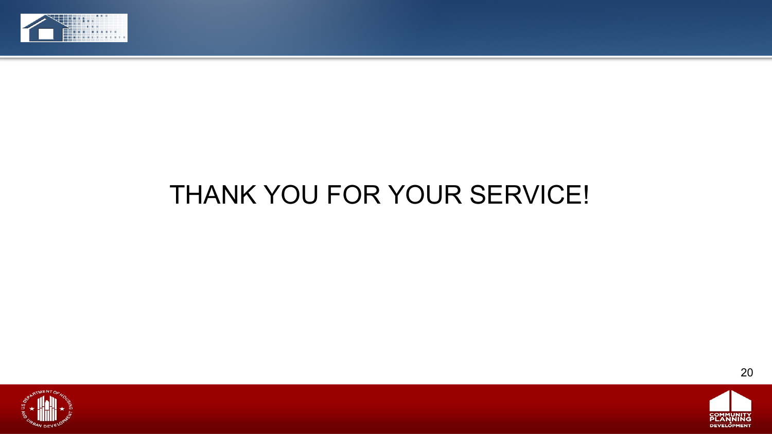THANK YOU FOR YOUR SERVICE!